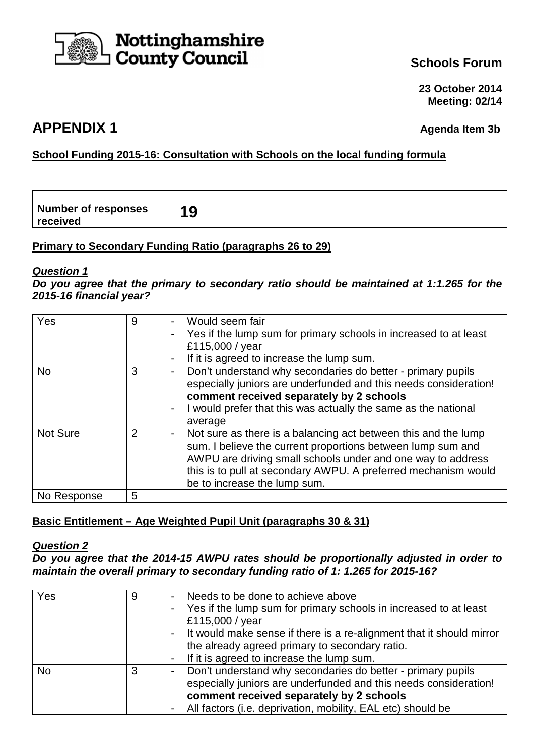Nottinghamshire County Council

**Schools Forum**

**23 October 2014**
**Meeting: 02/14**

# APPENDIX 1

**Agenda Item 3b**

**School Funding 2015-16: Consultation with Schools on the local funding formula**

| **Number of responses received** | **19** |
|---|---|

**Primary to Secondary Funding Ratio (paragraphs 26 to 29)**

***Question 1***
***Do you agree that the primary to secondary ratio should be maintained at 1:1.265 for the 2015-16 financial year?***

| | | |
|---|---|---|
| Yes | 9 | - Would seem fair<br>- Yes if the lump sum for primary schools in increased to at least £115,000 / year<br>- If it is agreed to increase the lump sum. |
| No | 3 | - Don't understand why secondaries do better - primary pupils especially juniors are underfunded and this needs consideration! **comment received separately by 2 schools**<br>- I would prefer that this was actually the same as the national average |
| Not Sure | 2 | - Not sure as there is a balancing act between this and the lump sum. I believe the current proportions between lump sum and AWPU are driving small schools under and one way to address this is to pull at secondary AWPU. A preferred mechanism would be to increase the lump sum. |
| No Response | 5 | |

**Basic Entitlement – Age Weighted Pupil Unit (paragraphs 30 & 31)**

***Question 2***
***Do you agree that the 2014-15 AWPU rates should be proportionally adjusted in order to maintain the overall primary to secondary funding ratio of 1: 1.265 for 2015-16?***

| | | |
|---|---|---|
| Yes | 9 | - Needs to be done to achieve above<br>- Yes if the lump sum for primary schools in increased to at least £115,000 / year<br>- It would make sense if there is a re-alignment that it should mirror the already agreed primary to secondary ratio.<br>- If it is agreed to increase the lump sum. |
| No | 3 | - Don't understand why secondaries do better - primary pupils especially juniors are underfunded and this needs consideration! **comment received separately by 2 schools**<br>- All factors (i.e. deprivation, mobility, EAL etc) should be |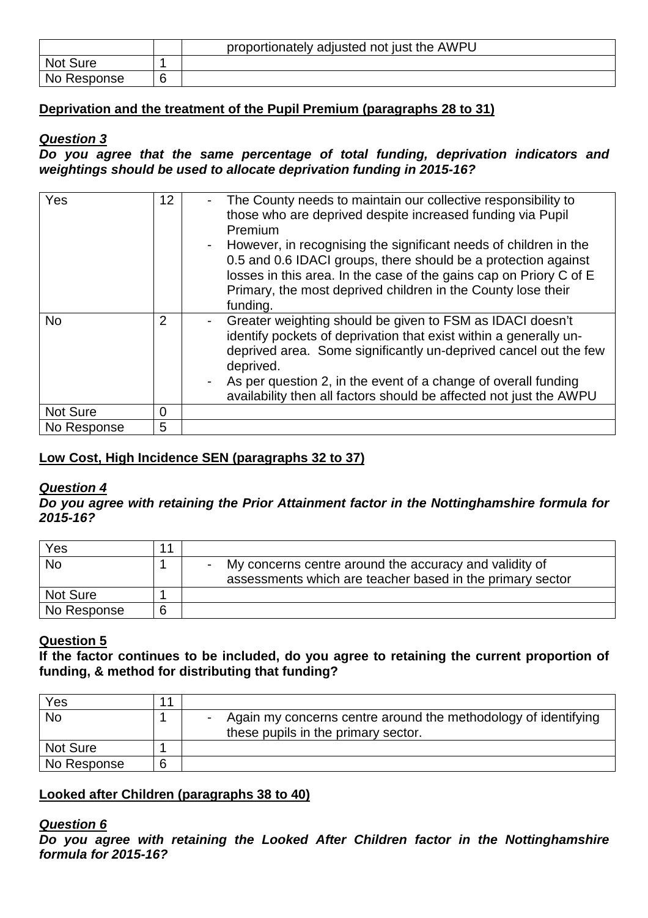| | | proportionately adjusted not just the AWPU |
|---|---|---|
| Not Sure | 1 | |
| No Response | 6 | |

**Deprivation and the treatment of the Pupil Premium (paragraphs 28 to 31)**

***Question 3***

***Do you agree that the same percentage of total funding, deprivation indicators and weightings should be used to allocate deprivation funding in 2015-16?***

| | | |
|---|---|---|
| Yes | 12 | - The County needs to maintain our collective responsibility to those who are deprived despite increased funding via Pupil Premium<br>- However, in recognising the significant needs of children in the 0.5 and 0.6 IDACI groups, there should be a protection against losses in this area. In the case of the gains cap on Priory C of E Primary, the most deprived children in the County lose their funding. |
| No | 2 | - Greater weighting should be given to FSM as IDACI doesn't identify pockets of deprivation that exist within a generally un-deprived area. Some significantly un-deprived cancel out the few deprived.<br>- As per question 2, in the event of a change of overall funding availability then all factors should be affected not just the AWPU |
| Not Sure | 0 | |
| No Response | 5 | |

**Low Cost, High Incidence SEN (paragraphs 32 to 37)**

***Question 4***

***Do you agree with retaining the Prior Attainment factor in the Nottinghamshire formula for 2015-16?***

| | | |
|---|---|---|
| Yes | 11 | |
| No | 1 | - My concerns centre around the accuracy and validity of assessments which are teacher based in the primary sector |
| Not Sure | 1 | |
| No Response | 6 | |

**Question 5**

**If the factor continues to be included, do you agree to retaining the current proportion of funding, & method for distributing that funding?**

| | | |
|---|---|---|
| Yes | 11 | |
| No | 1 | - Again my concerns centre around the methodology of identifying these pupils in the primary sector. |
| Not Sure | 1 | |
| No Response | 6 | |

**Looked after Children (paragraphs 38 to 40)**

***Question 6***

***Do you agree with retaining the Looked After Children factor in the Nottinghamshire formula for 2015-16?***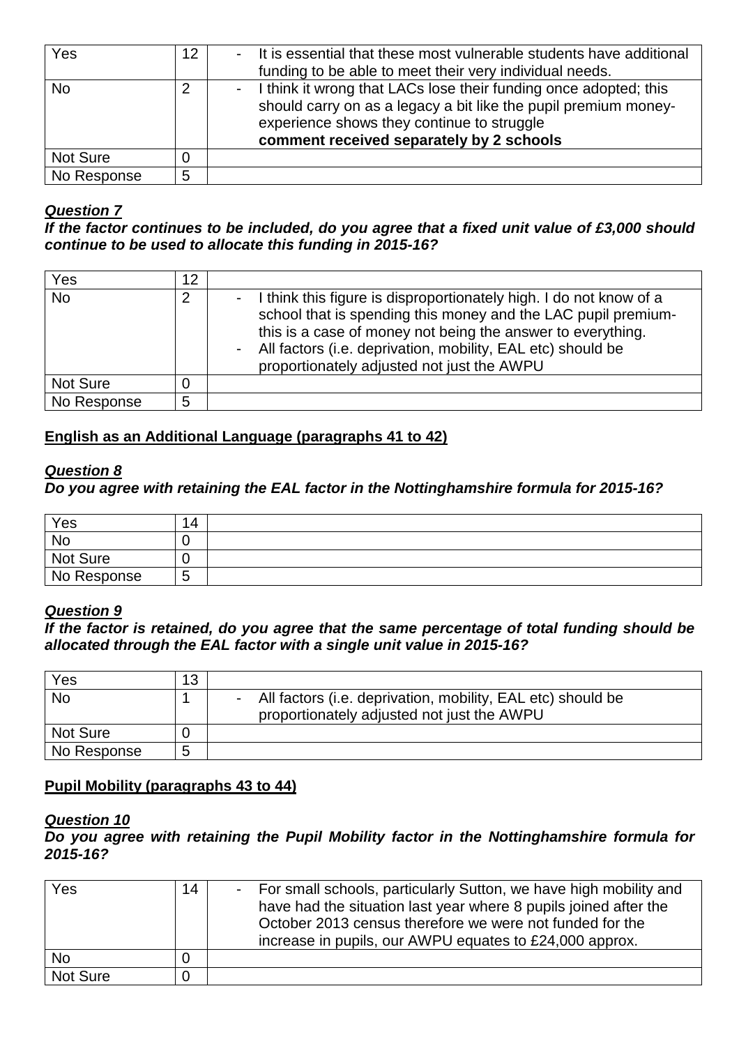| Yes | 12 | - It is essential that these most vulnerable students have additional funding to be able to meet their very individual needs. |
|---|---|---|
| No | 2 | - I think it wrong that LACs lose their funding once adopted; this should carry on as a legacy a bit like the pupil premium money-experience shows they continue to struggle **comment received separately by 2 schools** |
| Not Sure | 0 | |
| No Response | 5 | |

***Question 7***

***If the factor continues to be included, do you agree that a fixed unit value of £3,000 should continue to be used to allocate this funding in 2015-16?***

| Yes | 12 | |
|---|---|---|
| No | 2 | - I think this figure is disproportionately high. I do not know of a school that is spending this money and the LAC pupil premium- this is a case of money not being the answer to everything. <br> - All factors (i.e. deprivation, mobility, EAL etc) should be proportionately adjusted not just the AWPU |
| Not Sure | 0 | |
| No Response | 5 | |

**English as an Additional Language (paragraphs 41 to 42)**

***Question 8***

***Do you agree with retaining the EAL factor in the Nottinghamshire formula for 2015-16?***

| Yes | 14 | |
|---|---|---|
| No | 0 | |
| Not Sure | 0 | |
| No Response | 5 | |

***Question 9***

***If the factor is retained, do you agree that the same percentage of total funding should be allocated through the EAL factor with a single unit value in 2015-16?***

| Yes | 13 | |
|---|---|---|
| No | 1 | - All factors (i.e. deprivation, mobility, EAL etc) should be proportionately adjusted not just the AWPU |
| Not Sure | 0 | |
| No Response | 5 | |

**Pupil Mobility (paragraphs 43 to 44)**

***Question 10***

***Do you agree with retaining the Pupil Mobility factor in the Nottinghamshire formula for 2015-16?***

| Yes | 14 | - For small schools, particularly Sutton, we have high mobility and have had the situation last year where 8 pupils joined after the October 2013 census therefore we were not funded for the increase in pupils, our AWPU equates to £24,000 approx. |
|---|---|---|
| No | 0 | |
| Not Sure | 0 | |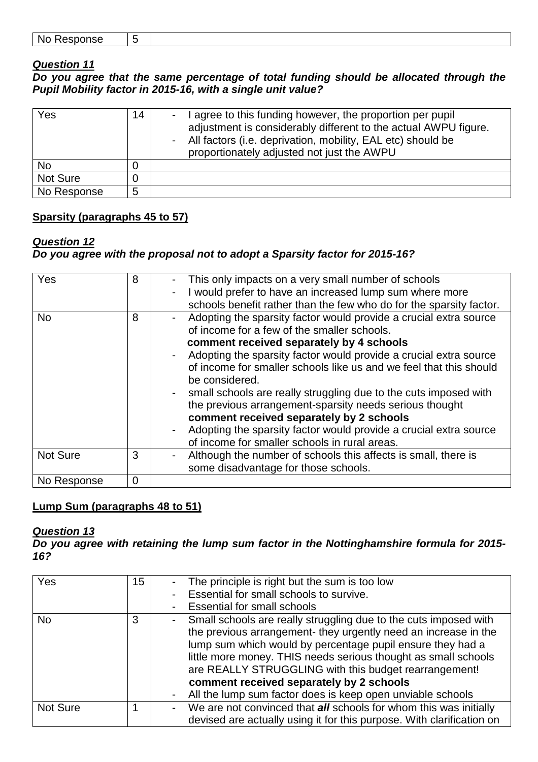| No Response | 5 | |
|---|---|---|

***Question 11***

***Do you agree that the same percentage of total funding should be allocated through the Pupil Mobility factor in 2015-16, with a single unit value?***

| Yes | 14 | - I agree to this funding however, the proportion per pupil adjustment is considerably different to the actual AWPU figure.<br>- All factors (i.e. deprivation, mobility, EAL etc) should be proportionately adjusted not just the AWPU |
|---|---|---|
| No | 0 | |
| Not Sure | 0 | |
| No Response | 5 | |

**Sparsity (paragraphs 45 to 57)**

***Question 12***

***Do you agree with the proposal not to adopt a Sparsity factor for 2015-16?***

| Yes | 8 | - This only impacts on a very small number of schools<br>- I would prefer to have an increased lump sum where more schools benefit rather than the few who do for the sparsity factor. |
|---|---|---|
| No | 8 | - Adopting the sparsity factor would provide a crucial extra source of income for a few of the smaller schools.<br>**comment received separately by 4 schools**<br>- Adopting the sparsity factor would provide a crucial extra source of income for smaller schools like us and we feel that this should be considered.<br>- small schools are really struggling due to the cuts imposed with the previous arrangement-sparsity needs serious thought<br>**comment received separately by 2 schools**<br>- Adopting the sparsity factor would provide a crucial extra source of income for smaller schools in rural areas. |
| Not Sure | 3 | - Although the number of schools this affects is small, there is some disadvantage for those schools. |
| No Response | 0 | |

**Lump Sum (paragraphs 48 to 51)**

***Question 13***

***Do you agree with retaining the lump sum factor in the Nottinghamshire formula for 2015-16?***

| Yes | 15 | - The principle is right but the sum is too low<br>- Essential for small schools to survive.<br>- Essential for small schools |
|---|---|---|
| No | 3 | - Small schools are really struggling due to the cuts imposed with the previous arrangement- they urgently need an increase in the lump sum which would by percentage pupil ensure they had a little more money. THIS needs serious thought as small schools are REALLY STRUGGLING with this budget rearrangement!<br>**comment received separately by 2 schools**<br>- All the lump sum factor does is keep open unviable schools |
| Not Sure | 1 | - We are not convinced that ***all*** schools for whom this was initially devised are actually using it for this purpose. With clarification on |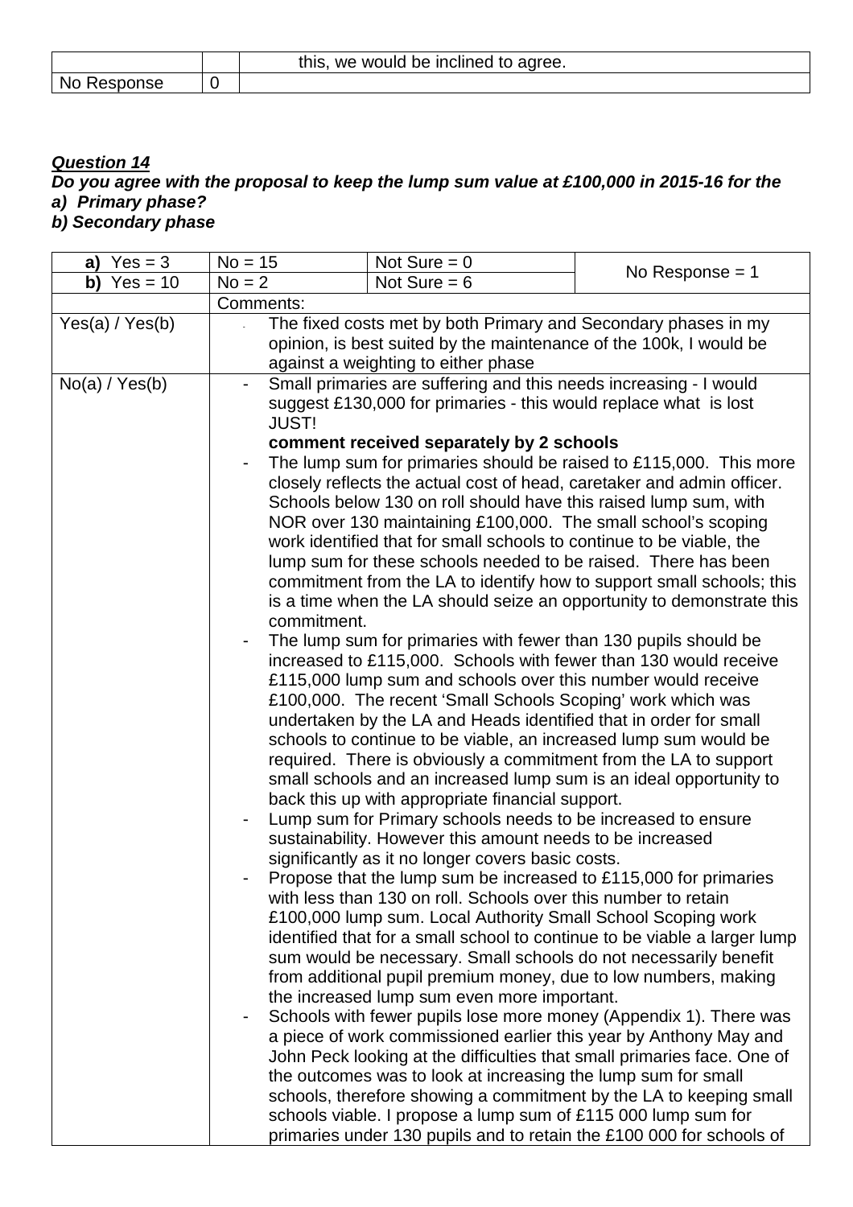| | | |
|---|---|---|
| | | this, we would be inclined to agree. |
| No Response | 0 | |

***Question 14***

***Do you agree with the proposal to keep the lump sum value at £100,000 in 2015-16 for the***
***a) Primary phase?***
***b) Secondary phase***

| **a)** Yes = 3 | No = 15 | Not Sure = 0 | No Response = 1 |
|---|---|---|---|
| **b)** Yes = 10 | No = 2 | Not Sure = 6 | |
| | Comments: | | |
| Yes(a) / Yes(b) | - The fixed costs met by both Primary and Secondary phases in my opinion, is best suited by the maintenance of the 100k, I would be against a weighting to either phase | | |
| No(a) / Yes(b) | - Small primaries are suffering and this needs increasing - I would suggest £130,000 for primaries - this would replace what is lost JUST!<br>**comment received separately by 2 schools**<br>- The lump sum for primaries should be raised to £115,000. This more closely reflects the actual cost of head, caretaker and admin officer. Schools below 130 on roll should have this raised lump sum, with NOR over 130 maintaining £100,000. The small school's scoping work identified that for small schools to continue to be viable, the lump sum for these schools needed to be raised. There has been commitment from the LA to identify how to support small schools; this is a time when the LA should seize an opportunity to demonstrate this commitment.<br>- The lump sum for primaries with fewer than 130 pupils should be increased to £115,000. Schools with fewer than 130 would receive £115,000 lump sum and schools over this number would receive £100,000. The recent 'Small Schools Scoping' work which was undertaken by the LA and Heads identified that in order for small schools to continue to be viable, an increased lump sum would be required. There is obviously a commitment from the LA to support small schools and an increased lump sum is an ideal opportunity to back this up with appropriate financial support.<br>- Lump sum for Primary schools needs to be increased to ensure sustainability. However this amount needs to be increased significantly as it no longer covers basic costs.<br>- Propose that the lump sum be increased to £115,000 for primaries with less than 130 on roll. Schools over this number to retain £100,000 lump sum. Local Authority Small School Scoping work identified that for a small school to continue to be viable a larger lump sum would be necessary. Small schools do not necessarily benefit from additional pupil premium money, due to low numbers, making the increased lump sum even more important.<br>- Schools with fewer pupils lose more money (Appendix 1). There was a piece of work commissioned earlier this year by Anthony May and John Peck looking at the difficulties that small primaries face. One of the outcomes was to look at increasing the lump sum for small schools, therefore showing a commitment by the LA to keeping small schools viable. I propose a lump sum of £115 000 lump sum for primaries under 130 pupils and to retain the £100 000 for schools of | | |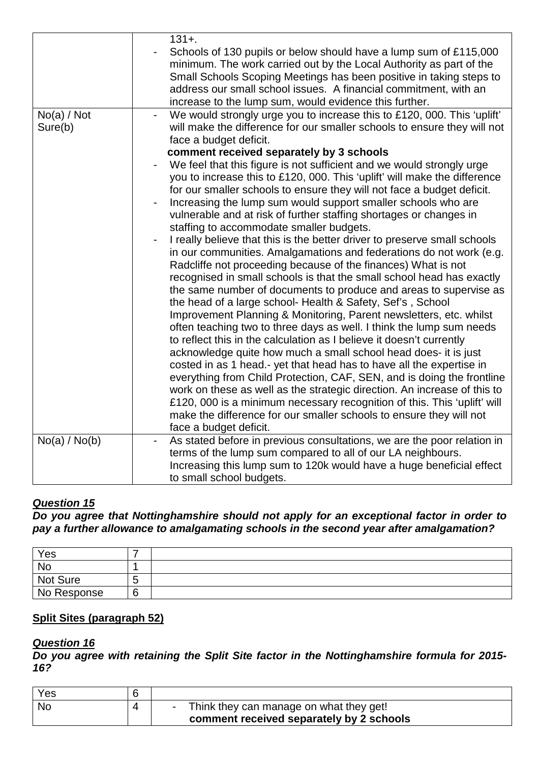| | |
|---|---|
| | 131+.<br>- Schools of 130 pupils or below should have a lump sum of £115,000 minimum. The work carried out by the Local Authority as part of the Small Schools Scoping Meetings has been positive in taking steps to address our small school issues. A financial commitment, with an increase to the lump sum, would evidence this further. |
| No(a) / Not Sure(b) | - We would strongly urge you to increase this to £120, 000. This 'uplift' will make the difference for our smaller schools to ensure they will not face a budget deficit.<br>**comment received separately by 3 schools**<br>- We feel that this figure is not sufficient and we would strongly urge you to increase this to £120, 000. This 'uplift' will make the difference for our smaller schools to ensure they will not face a budget deficit.<br>- Increasing the lump sum would support smaller schools who are vulnerable and at risk of further staffing shortages or changes in staffing to accommodate smaller budgets.<br>- I really believe that this is the better driver to preserve small schools in our communities. Amalgamations and federations do not work (e.g. Radcliffe not proceeding because of the finances) What is not recognised in small schools is that the small school head has exactly the same number of documents to produce and areas to supervise as the head of a large school- Health & Safety, Sef's , School Improvement Planning & Monitoring, Parent newsletters, etc. whilst often teaching two to three days as well. I think the lump sum needs to reflect this in the calculation as I believe it doesn't currently acknowledge quite how much a small school head does- it is just costed in as 1 head.- yet that head has to have all the expertise in everything from Child Protection, CAF, SEN, and is doing the frontline work on these as well as the strategic direction. An increase of this to £120, 000 is a minimum necessary recognition of this. This 'uplift' will make the difference for our smaller schools to ensure they will not face a budget deficit. |
| No(a) / No(b) | - As stated before in previous consultations, we are the poor relation in terms of the lump sum compared to all of our LA neighbours. Increasing this lump sum to 120k would have a huge beneficial effect to small school budgets. |

***Question 15***

***Do you agree that Nottinghamshire should not apply for an exceptional factor in order to pay a further allowance to amalgamating schools in the second year after amalgamation?***

| | | |
|---|---|---|
| Yes | 7 | |
| No | 1 | |
| Not Sure | 5 | |
| No Response | 6 | |

**Split Sites (paragraph 52)**

***Question 16***

***Do you agree with retaining the Split Site factor in the Nottinghamshire formula for 2015-16?***

| | | |
|---|---|---|
| Yes | 6 | |
| No | 4 | - Think they can manage on what they get!<br>**comment received separately by 2 schools** |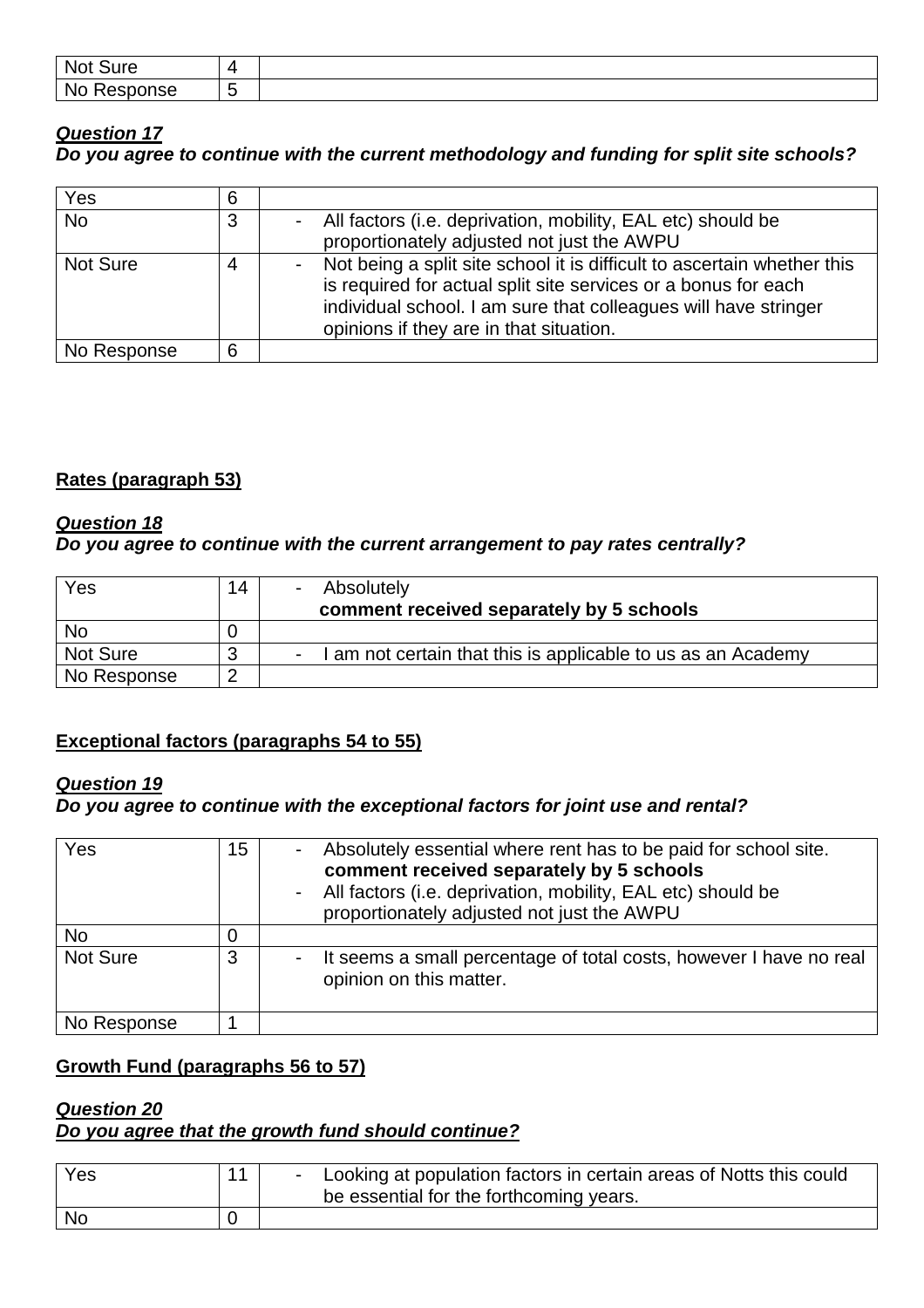| | | |
|---|---|---|
| Not Sure | 4 | |
| No Response | 5 | |

***Question 17***
***Do you agree to continue with the current methodology and funding for split site schools?***

| | | |
|---|---|---|
| Yes | 6 | |
| No | 3 | - All factors (i.e. deprivation, mobility, EAL etc) should be proportionately adjusted not just the AWPU |
| Not Sure | 4 | - Not being a split site school it is difficult to ascertain whether this is required for actual split site services or a bonus for each individual school. I am sure that colleagues will have stringer opinions if they are in that situation. |
| No Response | 6 | |

**Rates (paragraph 53)**

***Question 18***
***Do you agree to continue with the current arrangement to pay rates centrally?***

| | | |
|---|---|---|
| Yes | 14 | - Absolutely **comment received separately by 5 schools** |
| No | 0 | |
| Not Sure | 3 | - I am not certain that this is applicable to us as an Academy |
| No Response | 2 | |

**Exceptional factors (paragraphs 54 to 55)**

***Question 19***
***Do you agree to continue with the exceptional factors for joint use and rental?***

| | | |
|---|---|---|
| Yes | 15 | - Absolutely essential where rent has to be paid for school site. **comment received separately by 5 schools** <br> - All factors (i.e. deprivation, mobility, EAL etc) should be proportionately adjusted not just the AWPU |
| No | 0 | |
| Not Sure | 3 | - It seems a small percentage of total costs, however I have no real opinion on this matter. |
| No Response | 1 | |

**Growth Fund (paragraphs 56 to 57)**

***Question 20***
***Do you agree that the growth fund should continue?***

| | | |
|---|---|---|
| Yes | 11 | - Looking at population factors in certain areas of Notts this could be essential for the forthcoming years. |
| No | 0 | |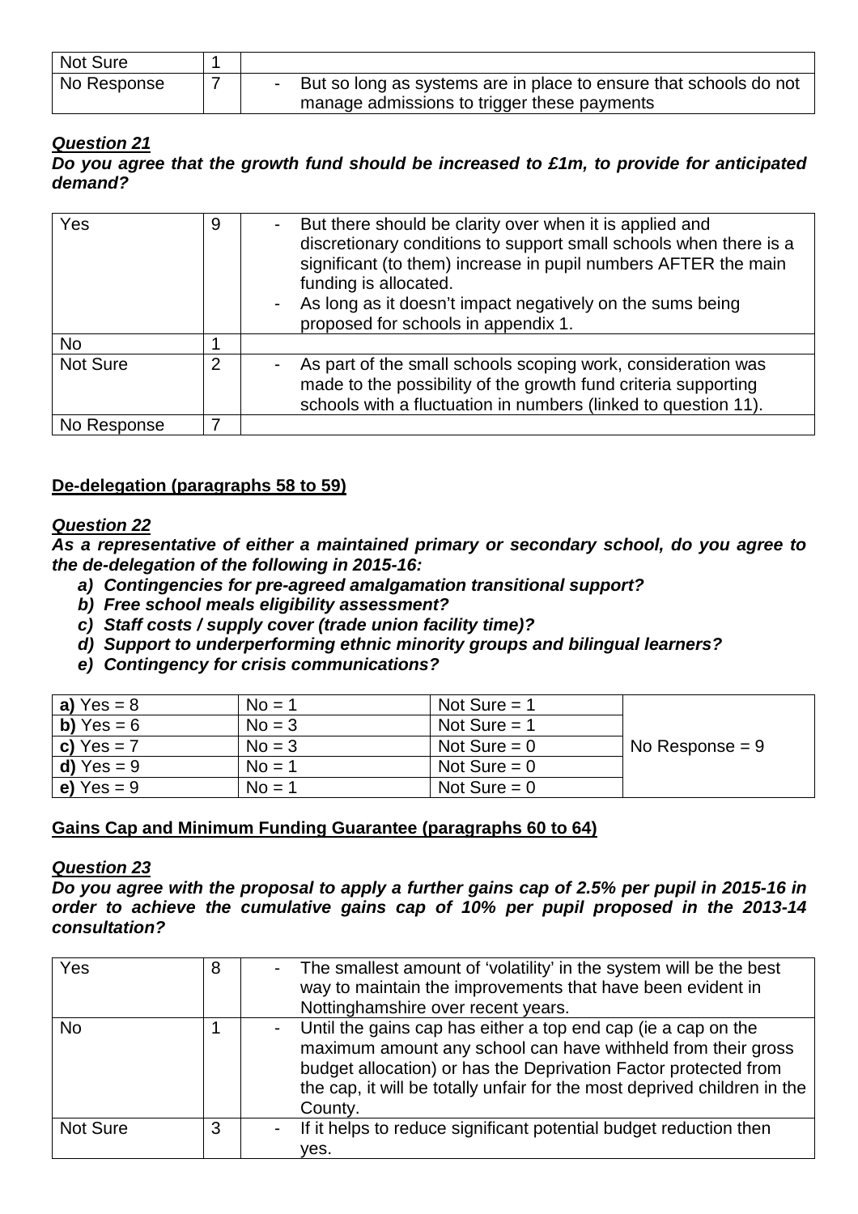| Not Sure | 1 | |
|---|---|---|
| No Response | 7 | - But so long as systems are in place to ensure that schools do not manage admissions to trigger these payments |

***Question 21***

***Do you agree that the growth fund should be increased to £1m, to provide for anticipated demand?***

| Yes | 9 | - But there should be clarity over when it is applied and discretionary conditions to support small schools when there is a significant (to them) increase in pupil numbers AFTER the main funding is allocated.<br>- As long as it doesn't impact negatively on the sums being proposed for schools in appendix 1. |
|---|---|---|
| No | 1 | |
| Not Sure | 2 | - As part of the small schools scoping work, consideration was made to the possibility of the growth fund criteria supporting schools with a fluctuation in numbers (linked to question 11). |
| No Response | 7 | |

**De-delegation (paragraphs 58 to 59)**

***Question 22***

***As a representative of either a maintained primary or secondary school, do you agree to the de-delegation of the following in 2015-16:***

- ***a) Contingencies for pre-agreed amalgamation transitional support?***
- ***b) Free school meals eligibility assessment?***
- ***c) Staff costs / supply cover (trade union facility time)?***
- ***d) Support to underperforming ethnic minority groups and bilingual learners?***
- ***e) Contingency for crisis communications?***

| **a)** Yes = 8 | No = 1 | Not Sure = 1 | No Response = 9 |
|---|---|---|---|
| **b)** Yes = 6 | No = 3 | Not Sure = 1 | |
| **c)** Yes = 7 | No = 3 | Not Sure = 0 | |
| **d)** Yes = 9 | No = 1 | Not Sure = 0 | |
| **e)** Yes = 9 | No = 1 | Not Sure = 0 | |

**Gains Cap and Minimum Funding Guarantee (paragraphs 60 to 64)**

***Question 23***

***Do you agree with the proposal to apply a further gains cap of 2.5% per pupil in 2015-16 in order to achieve the cumulative gains cap of 10% per pupil proposed in the 2013-14 consultation?***

| Yes | 8 | - The smallest amount of 'volatility' in the system will be the best way to maintain the improvements that have been evident in Nottinghamshire over recent years. |
|---|---|---|
| No | 1 | - Until the gains cap has either a top end cap (ie a cap on the maximum amount any school can have withheld from their gross budget allocation) or has the Deprivation Factor protected from the cap, it will be totally unfair for the most deprived children in the County. |
| Not Sure | 3 | - If it helps to reduce significant potential budget reduction then yes. |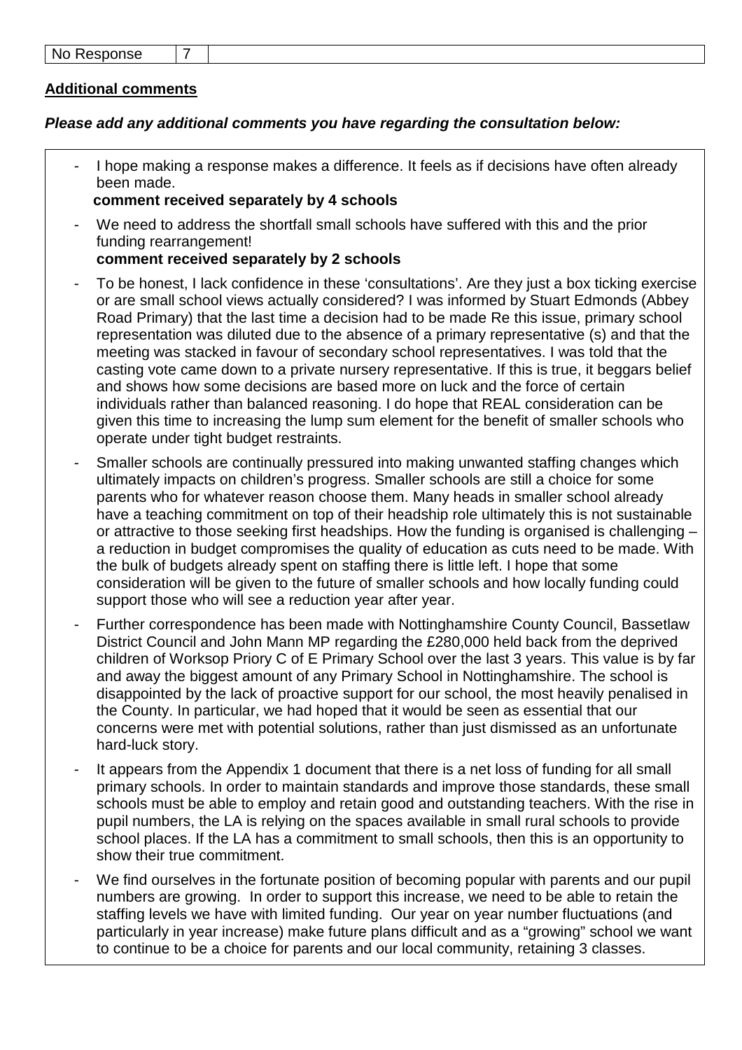| | | |
|---|---|---|
| No Response | 7 | |

**Additional comments**

***Please add any additional comments you have regarding the consultation below:***

- I hope making a response makes a difference. It feels as if decisions have often already been made.
  **comment received separately by 4 schools**
- We need to address the shortfall small schools have suffered with this and the prior funding rearrangement!
  **comment received separately by 2 schools**
- To be honest, I lack confidence in these 'consultations'. Are they just a box ticking exercise or are small school views actually considered? I was informed by Stuart Edmonds (Abbey Road Primary) that the last time a decision had to be made Re this issue, primary school representation was diluted due to the absence of a primary representative (s) and that the meeting was stacked in favour of secondary school representatives. I was told that the casting vote came down to a private nursery representative. If this is true, it beggars belief and shows how some decisions are based more on luck and the force of certain individuals rather than balanced reasoning. I do hope that REAL consideration can be given this time to increasing the lump sum element for the benefit of smaller schools who operate under tight budget restraints.
- Smaller schools are continually pressured into making unwanted staffing changes which ultimately impacts on children's progress. Smaller schools are still a choice for some parents who for whatever reason choose them. Many heads in smaller school already have a teaching commitment on top of their headship role ultimately this is not sustainable or attractive to those seeking first headships. How the funding is organised is challenging – a reduction in budget compromises the quality of education as cuts need to be made. With the bulk of budgets already spent on staffing there is little left. I hope that some consideration will be given to the future of smaller schools and how locally funding could support those who will see a reduction year after year.
- Further correspondence has been made with Nottinghamshire County Council, Bassetlaw District Council and John Mann MP regarding the £280,000 held back from the deprived children of Worksop Priory C of E Primary School over the last 3 years. This value is by far and away the biggest amount of any Primary School in Nottinghamshire. The school is disappointed by the lack of proactive support for our school, the most heavily penalised in the County. In particular, we had hoped that it would be seen as essential that our concerns were met with potential solutions, rather than just dismissed as an unfortunate hard-luck story.
- It appears from the Appendix 1 document that there is a net loss of funding for all small primary schools. In order to maintain standards and improve those standards, these small schools must be able to employ and retain good and outstanding teachers. With the rise in pupil numbers, the LA is relying on the spaces available in small rural schools to provide school places. If the LA has a commitment to small schools, then this is an opportunity to show their true commitment.
- We find ourselves in the fortunate position of becoming popular with parents and our pupil numbers are growing. In order to support this increase, we need to be able to retain the staffing levels we have with limited funding. Our year on year number fluctuations (and particularly in year increase) make future plans difficult and as a "growing" school we want to continue to be a choice for parents and our local community, retaining 3 classes.